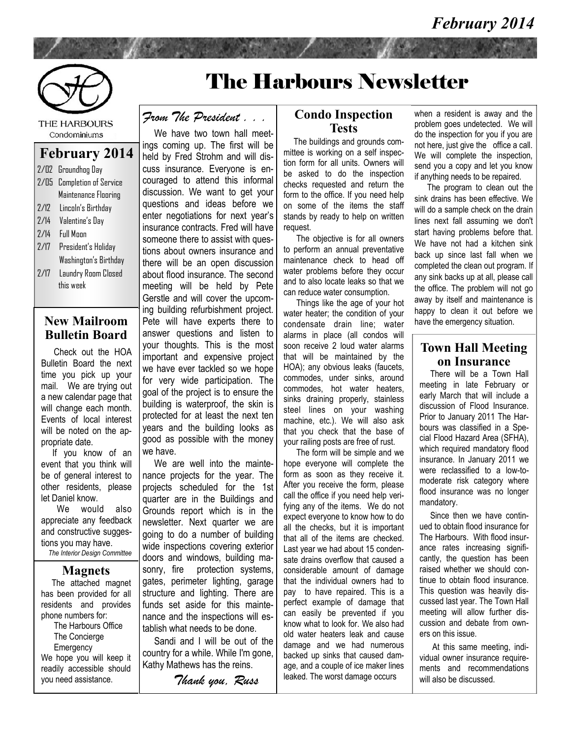# The Harbours Newsletter

February 2014

THE HARBOURS Condominiums

## February 2014

- 2/02 Groundhog Day
- 2/05 Completion of Service Maintenance Flooring
- 2/12 Lincoln's Birthday
- 2/14 Valentine's Day
- 2/14 Full Moon
- 2/17 President's Holiday Washington's Birthday
- 2/17 Laundry Room Closed this week

## New Mailroom Bulletin Board

Check out the HOA Bulletin Board the next time you pick up your mail. We are trying out a new calendar page that will change each month. Events of local interest will be noted on the appropriate date.

If you know of an event that you think will be of general interest to other residents, please let Daniel know.

We would also appreciate any feedback and constructive suggestions you may have.

*The Interior Design Committee*

## Magnets

The attached magnet has been provided for all residents and provides phone numbers for:

- The Harbours Office
- The Concierge
- Emergency

We hope you will keep it readily accessible should you need assistance.

## *From The President . . .*

We have two town hall meetings coming up. The first will be held by Fred Strohm and will discuss insurance. Everyone is encouraged to attend this informal discussion. We want to get your questions and ideas before we enter negotiations for next year's insurance contracts. Fred will have someone there to assist with questions about owners insurance and there will be an open discussion about flood insurance. The second meeting will be held by Pete Gerstle and will cover the upcoming building refurbishment project. Pete will have experts there to answer questions and listen to your thoughts. This is the most important and expensive project we have ever tackled so we hope for very wide participation. The goal of the project is to ensure the building is waterproof, the skin is protected for at least the next ten years and the building looks as good as possible with the money we have.

We are well into the maintenance projects for the year. The projects scheduled for the 1st quarter are in the Buildings and Grounds report which is in the newsletter. Next quarter we are going to do a number of building wide inspections covering exterior doors and windows, building masonry, fire protection systems, gates, perimeter lighting, garage structure and lighting. There are funds set aside for this maintenance and the inspections will establish what needs to be done.

Sandi and I will be out of the country for a while. While I'm gone, Kathy Mathews has the reins.

*Thank you, Russ*

## Condo Inspection Tests

The buildings and grounds committee is working on a self inspection form for all units. Owners will be asked to do the inspection checks requested and return the form to the office. If you need help on some of the items the staff stands by ready to help on written request.

The objective is for all owners to perform an annual preventative maintenance check to head off water problems before they occur and to also locate leaks so that we can reduce water consumption.

Things like the age of your hot water heater; the condition of your condensate drain line; water alarms in place (all condos will soon receive 2 loud water alarms that will be maintained by the HOA); any obvious leaks (faucets, commodes, under sinks, around commodes, hot water heaters, sinks draining properly, stainless steel lines on your washing machine, etc.). We will also ask that you check that the base of your railing posts are free of rust.

The form will be simple and we hope everyone will complete the form as soon as they receive it. After you receive the form, please call the office if you need help verifying any of the items. We do not expect everyone to know how to do all the checks, but it is important that all of the items are checked. Last year we had about 15 condensate drains overflow that caused a considerable amount of damage that the individual owners had to pay to have repaired. This is a perfect example of damage that can easily be prevented if you know what to look for. We also had old water heaters leak and cause damage and we had numerous backed up sinks that caused damage, and a couple of ice maker lines leaked. The worst damage occurs when a resident is away and the problem goes undetected. We will do the inspection for you if you are not here, just give the office a call. We will complete the inspection, send you a copy and let you know if anything needs to be repaired.

The program to clean out the sink drains has been effective. We will do a sample check on the drain lines next fall assuming we don't start having problems before that. We have not had a kitchen sink back up since last fall when we completed the clean out program. If any sink backs up at all, please call the office. The problem will not go away by itself and maintenance is happy to clean it out before we have the emergency situation.

## Town Hall Meeting on Insurance

There will be a Town Hall meeting in late February or early March that will include a discussion of Flood Insurance. Prior to January 2011 The Harbours was classified in a Special Flood Hazard Area (SFHA), which required mandatory flood insurance. In January 2011 we were reclassified to a low-to-moderate risk category where flood insurance was no longer mandatory.

Since then we have continued to obtain flood insurance for The Harbours. With flood insurance rates increasing significantly, the question has been raised whether we should continue to obtain flood insurance. This question was heavily discussed last year. The Town Hall meeting will allow further discussion and debate from owners on this issue.

At this same meeting, individual owner insurance requirements and recommendations will also be discussed.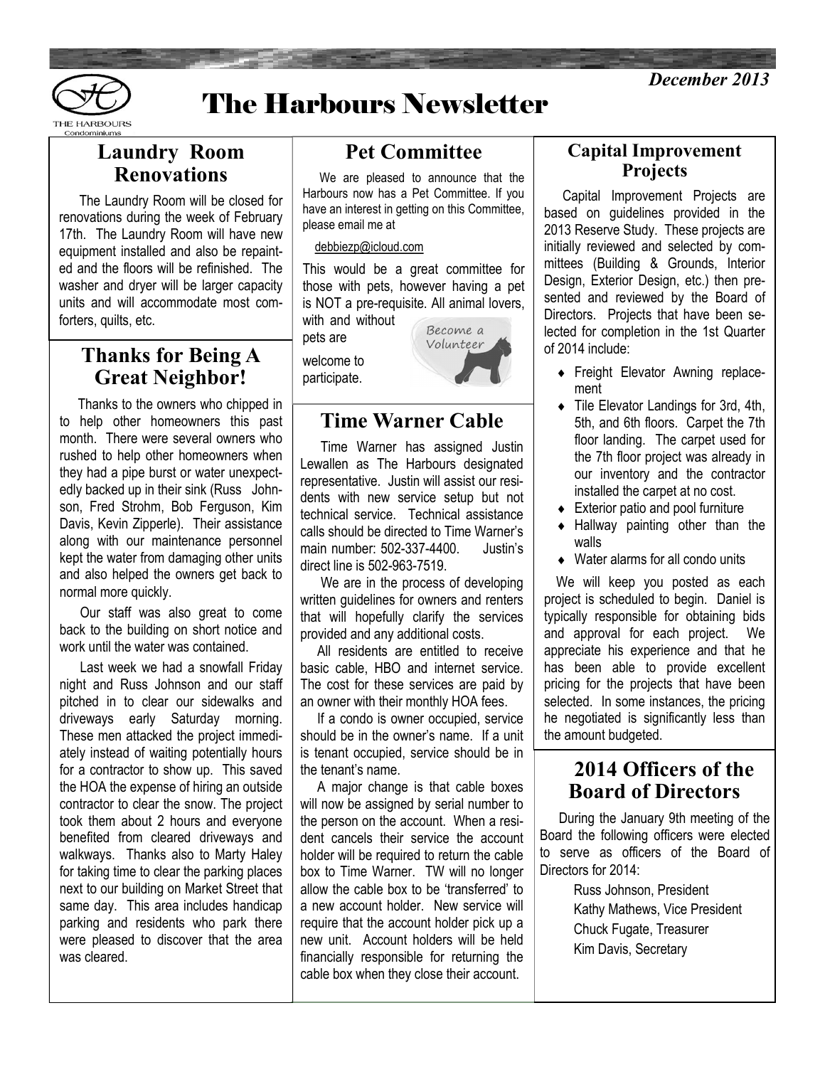# The Harbours Newsletter

*December 2013*

## Laundry Room Renovations

The Laundry Room will be closed for renovations during the week of February 17th. The Laundry Room will have new equipment installed and also be repainted and the floors will be refinished. The washer and dryer will be larger capacity units and will accommodate most comforters, quilts, etc.

## Thanks for Being A Great Neighbor!

Thanks to the owners who chipped in to help other homeowners this past month. There were several owners who rushed to help other homeowners when they had a pipe burst or water unexpectedly backed up in their sink (Russ Johnson, Fred Strohm, Bob Ferguson, Kim Davis, Kevin Zipperle). Their assistance along with our maintenance personnel kept the water from damaging other units and also helped the owners get back to normal more quickly.

Our staff was also great to come back to the building on short notice and work until the water was contained.

Last week we had a snowfall Friday night and Russ Johnson and our staff pitched in to clear our sidewalks and driveways early Saturday morning. These men attacked the project immediately instead of waiting potentially hours for a contractor to show up. This saved the HOA the expense of hiring an outside contractor to clear the snow. The project took them about 2 hours and everyone benefited from cleared driveways and walkways. Thanks also to Marty Haley for taking time to clear the parking places next to our building on Market Street that same day. This area includes handicap parking and residents who park there were pleased to discover that the area was cleared.

## Pet Committee

We are pleased to announce that the Harbours now has a Pet Committee. If you have an interest in getting on this Committee, please email me at

debbiezp@icloud.com

This would be a great committee for those with pets, however having a pet is NOT a pre-requisite. All animal lovers, with and without pets are welcome to participate.

Become a Volunteer

## Time Warner Cable

Time Warner has assigned Justin Lewallen as The Harbours designated representative. Justin will assist our residents with new service setup but not technical service. Technical assistance calls should be directed to Time Warner's main number: 502-337-4400. Justin's direct line is 502-963-7519.

We are in the process of developing written guidelines for owners and renters that will hopefully clarify the services provided and any additional costs.

All residents are entitled to receive basic cable, HBO and internet service. The cost for these services are paid by an owner with their monthly HOA fees.

If a condo is owner occupied, service should be in the owner's name. If a unit is tenant occupied, service should be in the tenant's name.

A major change is that cable boxes will now be assigned by serial number to the person on the account. When a resident cancels their service the account holder will be required to return the cable box to Time Warner. TW will no longer allow the cable box to be 'transferred' to a new account holder. New service will require that the account holder pick up a new unit. Account holders will be held financially responsible for returning the cable box when they close their account.

## Capital Improvement Projects

Capital Improvement Projects are based on guidelines provided in the 2013 Reserve Study. These projects are initially reviewed and selected by committees (Building & Grounds, Interior Design, Exterior Design, etc.) then presented and reviewed by the Board of Directors. Projects that have been selected for completion in the 1st Quarter of 2014 include:

- Freight Elevator Awning replacement
- Tile Elevator Landings for 3rd, 4th, 5th, and 6th floors. Carpet the 7th floor landing. The carpet used for the 7th floor project was already in our inventory and the contractor installed the carpet at no cost.
- Exterior patio and pool furniture
- Hallway painting other than the walls
- Water alarms for all condo units

We will keep you posted as each project is scheduled to begin. Daniel is typically responsible for obtaining bids and approval for each project. We appreciate his experience and that he has been able to provide excellent pricing for the projects that have been selected. In some instances, the pricing he negotiated is significantly less than the amount budgeted.

## 2014 Officers of the Board of Directors

During the January 9th meeting of the Board the following officers were elected to serve as officers of the Board of Directors for 2014:

Russ Johnson, President
Kathy Mathews, Vice President
Chuck Fugate, Treasurer
Kim Davis, Secretary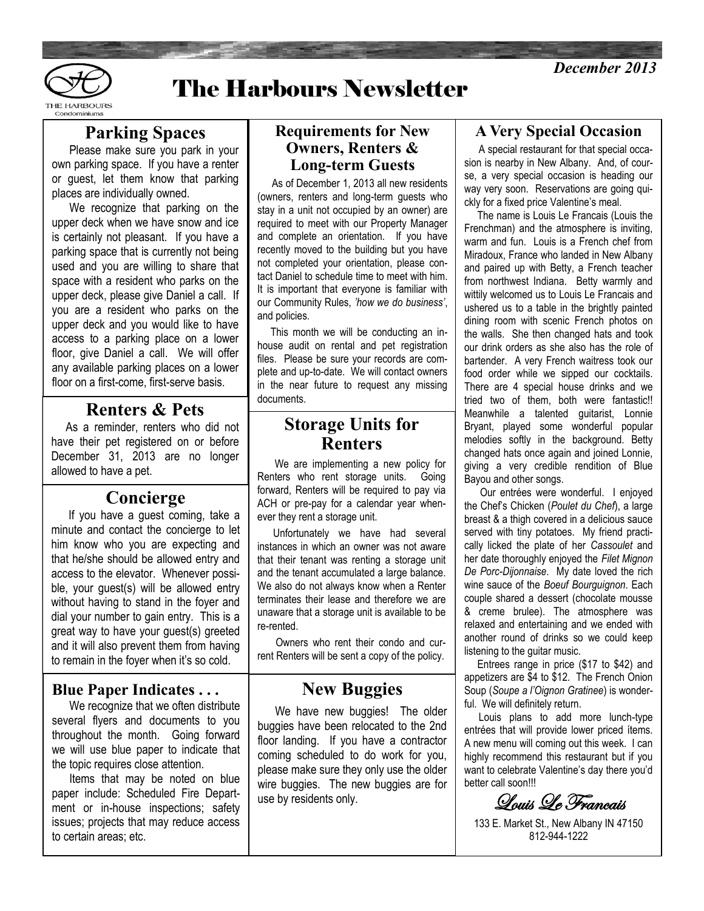# The Harbours Newsletter

*December 2013*

## Parking Spaces

Please make sure you park in your own parking space. If you have a renter or guest, let them know that parking places are individually owned.

We recognize that parking on the upper deck when we have snow and ice is certainly not pleasant. If you have a parking space that is currently not being used and you are willing to share that space with a resident who parks on the upper deck, please give Daniel a call. If you are a resident who parks on the upper deck and you would like to have access to a parking place on a lower floor, give Daniel a call. We will offer any available parking places on a lower floor on a first-come, first-serve basis.

## Renters & Pets

As a reminder, renters who did not have their pet registered on or before December 31, 2013 are no longer allowed to have a pet.

## Concierge

If you have a guest coming, take a minute and contact the concierge to let him know who you are expecting and that he/she should be allowed entry and access to the elevator. Whenever possible, your guest(s) will be allowed entry without having to stand in the foyer and dial your number to gain entry. This is a great way to have your guest(s) greeted and it will also prevent them from having to remain in the foyer when it's so cold.

## Blue Paper Indicates . . .

We recognize that we often distribute several flyers and documents to you throughout the month. Going forward we will use blue paper to indicate that the topic requires close attention.

Items that may be noted on blue paper include: Scheduled Fire Department or in-house inspections; safety issues; projects that may reduce access to certain areas; etc.

## Requirements for New Owners, Renters & Long-term Guests

As of December 1, 2013 all new residents (owners, renters and long-term guests who stay in a unit not occupied by an owner) are required to meet with our Property Manager and complete an orientation. If you have recently moved to the building but you have not completed your orientation, please contact Daniel to schedule time to meet with him. It is important that everyone is familiar with our Community Rules, *'how we do business'*, and policies.

This month we will be conducting an in-house audit on rental and pet registration files. Please be sure your records are complete and up-to-date. We will contact owners in the near future to request any missing documents.

## Storage Units for Renters

We are implementing a new policy for Renters who rent storage units. Going forward, Renters will be required to pay via ACH or pre-pay for a calendar year whenever they rent a storage unit.

Unfortunately we have had several instances in which an owner was not aware that their tenant was renting a storage unit and the tenant accumulated a large balance. We also do not always know when a Renter terminates their lease and therefore we are unaware that a storage unit is available to be re-rented.

Owners who rent their condo and current Renters will be sent a copy of the policy.

## New Buggies

We have new buggies! The older buggies have been relocated to the 2nd floor landing. If you have a contractor coming scheduled to do work for you, please make sure they only use the older wire buggies. The new buggies are for use by residents only.

## A Very Special Occasion

A special restaurant for that special occasion is nearby in New Albany. And, of course, a very special occasion is heading our way very soon. Reservations are going quickly for a fixed price Valentine's meal.

The name is Louis Le Francais (Louis the Frenchman) and the atmosphere is inviting, warm and fun. Louis is a French chef from Miradoux, France who landed in New Albany and paired up with Betty, a French teacher from northwest Indiana. Betty warmly and wittily welcomed us to Louis Le Francais and ushered us to a table in the brightly painted dining room with scenic French photos on the walls. She then changed hats and took our drink orders as she also has the role of bartender. A very French waitress took our food order while we sipped our cocktails. There are 4 special house drinks and we tried two of them, both were fantastic!! Meanwhile a talented guitarist, Lonnie Bryant, played some wonderful popular melodies softly in the background. Betty changed hats once again and joined Lonnie, giving a very credible rendition of Blue Bayou and other songs.

Our entrées were wonderful. I enjoyed the Chef's Chicken (*Poulet du Chef*), a large breast & a thigh covered in a delicious sauce served with tiny potatoes. My friend practically licked the plate of her *Cassoulet* and her date thoroughly enjoyed the *Filet Mignon De Porc-Dijonnaise*. My date loved the rich wine sauce of the *Boeuf Bourguignon*. Each couple shared a dessert (chocolate mousse & creme brulee). The atmosphere was relaxed and entertaining and we ended with another round of drinks so we could keep listening to the guitar music.

Entrees range in price ($17 to $42) and appetizers are $4 to $12. The French Onion Soup (*Soupe a l'Oignon Gratinee*) is wonderful. We will definitely return.

Louis plans to add more lunch-type entrées that will provide lower priced items. A new menu will coming out this week. I can highly recommend this restaurant but if you want to celebrate Valentine's day there you'd better call soon!!!

*Louis Le Francais*

133 E. Market St., New Albany IN 47150
812-944-1222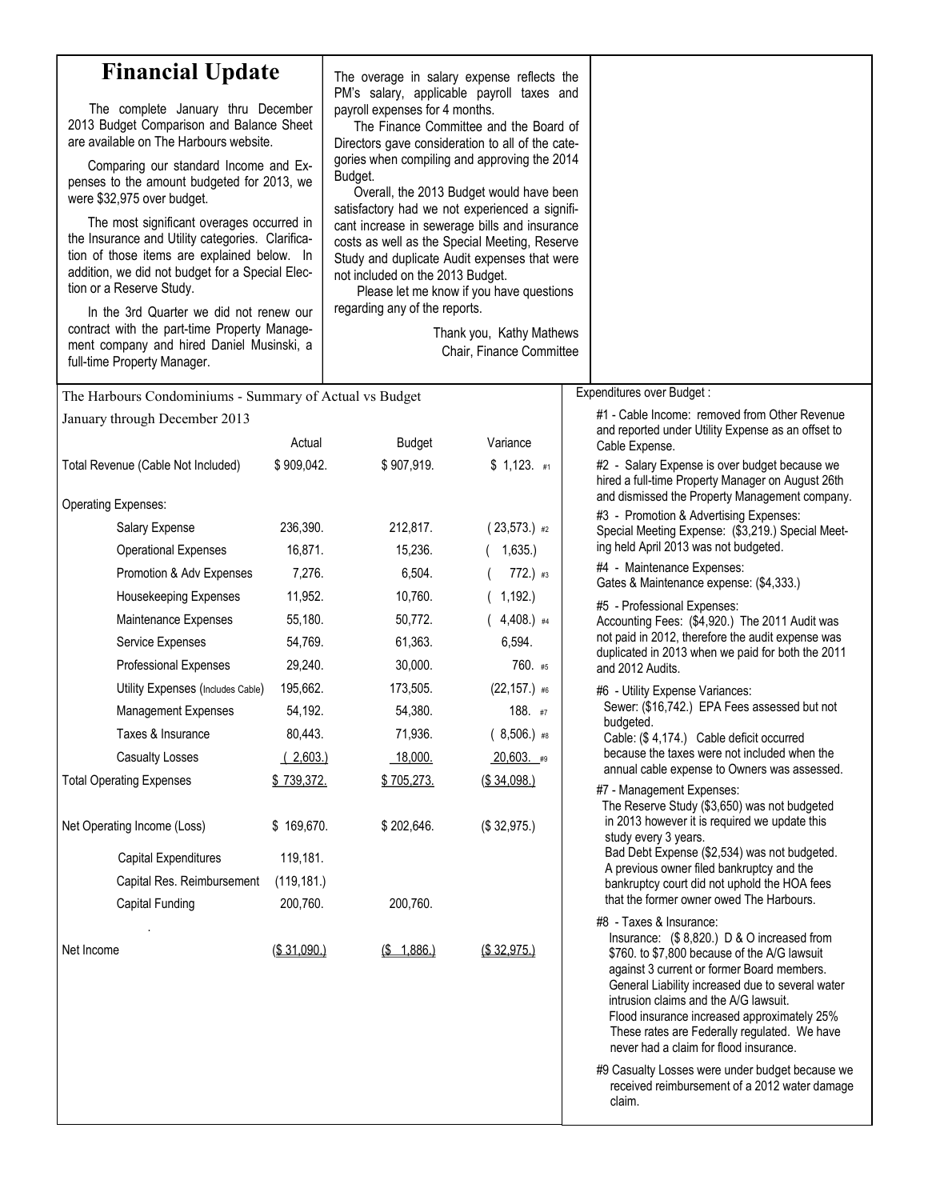# Financial Update

The complete January thru December 2013 Budget Comparison and Balance Sheet are available on The Harbours website.

Comparing our standard Income and Expenses to the amount budgeted for 2013, we were $32,975 over budget.

The most significant overages occurred in the Insurance and Utility categories. Clarification of those items are explained below. In addition, we did not budget for a Special Election or a Reserve Study.

In the 3rd Quarter we did not renew our contract with the part-time Property Management company and hired Daniel Musinski, a full-time Property Manager.

The overage in salary expense reflects the PM's salary, applicable payroll taxes and payroll expenses for 4 months.

The Finance Committee and the Board of Directors gave consideration to all of the categories when compiling and approving the 2014 Budget.

Overall, the 2013 Budget would have been satisfactory had we not experienced a significant increase in sewerage bills and insurance costs as well as the Special Meeting, Reserve Study and duplicate Audit expenses that were not included on the 2013 Budget.

Please let me know if you have questions regarding any of the reports.

Thank you, Kathy Mathews
Chair, Finance Committee

The Harbours Condominiums - Summary of Actual vs Budget

January through December 2013

| | Actual | Budget | Variance |
|---|---|---|---|
| Total Revenue (Cable Not Included) | $ 909,042. | $ 907,919. | $ 1,123. #1 |
| Operating Expenses: | | | |
| Salary Expense | 236,390. | 212,817. | ( 23,573.) #2 |
| Operational Expenses | 16,871. | 15,236. | ( 1,635.) |
| Promotion & Adv Expenses | 7,276. | 6,504. | ( 772.) #3 |
| Housekeeping Expenses | 11,952. | 10,760. | ( 1,192.) |
| Maintenance Expenses | 55,180. | 50,772. | ( 4,408.) #4 |
| Service Expenses | 54,769. | 61,363. | 6,594. |
| Professional Expenses | 29,240. | 30,000. | 760. #5 |
| Utility Expenses (Includes Cable) | 195,662. | 173,505. | (22,157.) #6 |
| Management Expenses | 54,192. | 54,380. | 188. #7 |
| Taxes & Insurance | 80,443. | 71,936. | ( 8,506.) #8 |
| Casualty Losses | ( 2,603.) | 18,000. | 20,603. #9 |
| Total Operating Expenses | $ 739,372. | $ 705,273. | ($ 34,098.) |
| Net Operating Income (Loss) | $ 169,670. | $ 202,646. | ($ 32,975.) |
| Capital Expenditures | 119,181. | | |
| Capital Res. Reimbursement | (119,181.) | | |
| Capital Funding | 200,760. | 200,760. | |
| Net Income | ($ 31,090.) | ($ 1,886.) | ($ 32,975.) |

Expenditures over Budget :

#1 - Cable Income: removed from Other Revenue and reported under Utility Expense as an offset to Cable Expense.

#2 - Salary Expense is over budget because we hired a full-time Property Manager on August 26th and dismissed the Property Management company.

#3 - Promotion & Advertising Expenses: Special Meeting Expense: ($3,219.) Special Meeting held April 2013 was not budgeted.

#4 - Maintenance Expenses: Gates & Maintenance expense: ($4,333.)

#5 - Professional Expenses: Accounting Fees: ($4,920.) The 2011 Audit was not paid in 2012, therefore the audit expense was duplicated in 2013 when we paid for both the 2011 and 2012 Audits.

#6 - Utility Expense Variances:
Sewer: ($16,742.) EPA Fees assessed but not budgeted.
Cable: ($ 4,174.) Cable deficit occurred because the taxes were not included when the annual cable expense to Owners was assessed.

#7 - Management Expenses:
The Reserve Study ($3,650) was not budgeted in 2013 however it is required we update this study every 3 years.
Bad Debt Expense ($2,534) was not budgeted. A previous owner filed bankruptcy and the bankruptcy court did not uphold the HOA fees that the former owner owed The Harbours.

#8 - Taxes & Insurance:
Insurance: ($ 8,820.) D & O increased from $760. to $7,800 because of the A/G lawsuit against 3 current or former Board members.
General Liability increased due to several water intrusion claims and the A/G lawsuit.
Flood insurance increased approximately 25% These rates are Federally regulated. We have never had a claim for flood insurance.

#9 Casualty Losses were under budget because we received reimbursement of a 2012 water damage claim.